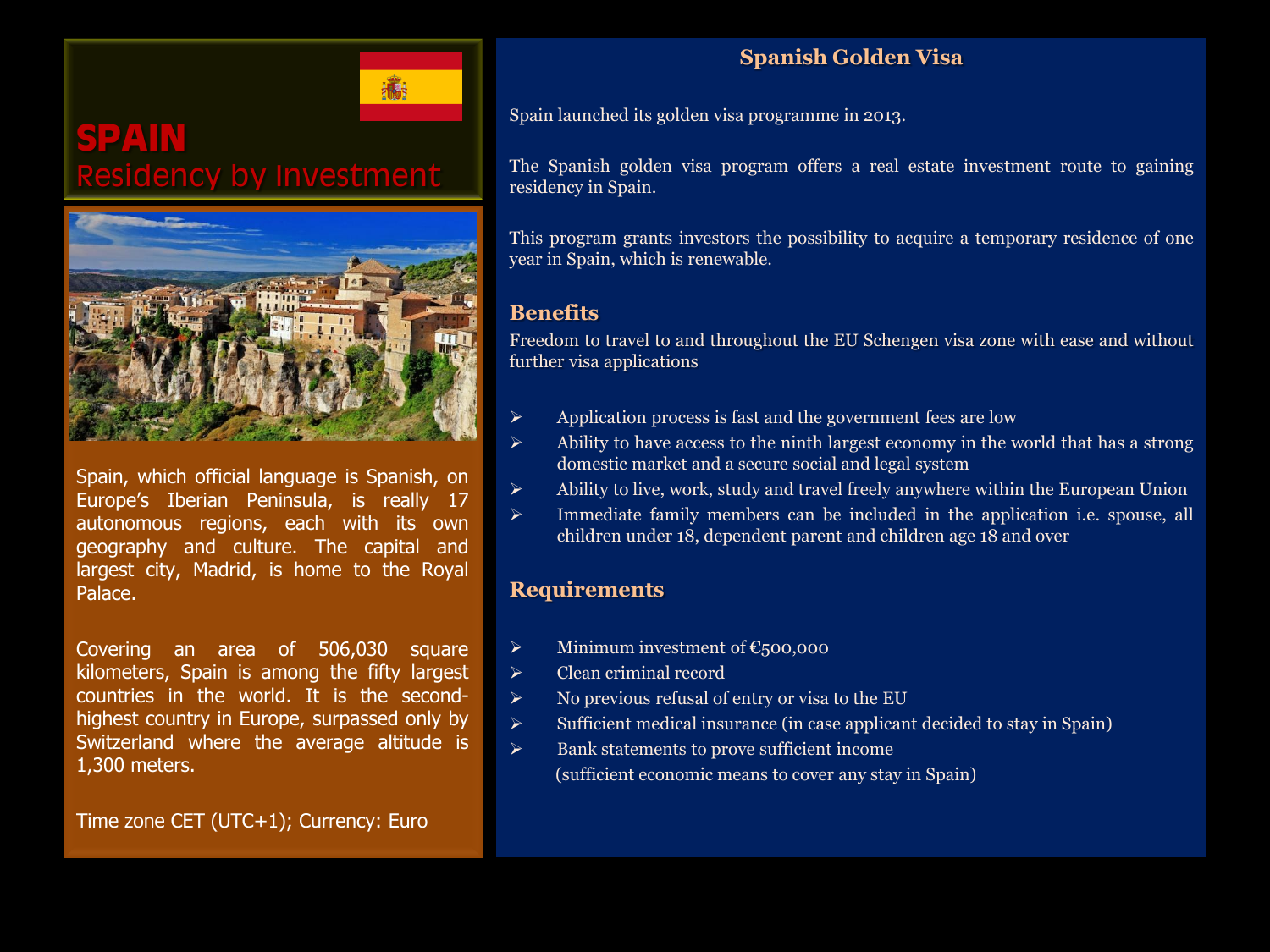# SPAIN
## Residency by Investment

Spain, which official language is Spanish, on Europe's Iberian Peninsula, is really 17 autonomous regions, each with its own geography and culture. The capital and largest city, Madrid, is home to the Royal Palace.

Covering an area of 506,030 square kilometers, Spain is among the fifty largest countries in the world. It is the second-highest country in Europe, surpassed only by Switzerland where the average altitude is 1,300 meters.

Time zone CET (UTC+1); Currency: Euro

## Spanish Golden Visa

Spain launched its golden visa programme in 2013.

The Spanish golden visa program offers a real estate investment route to gaining residency in Spain.

This program grants investors the possibility to acquire a temporary residence of one year in Spain, which is renewable.

### Benefits

Freedom to travel to and throughout the EU Schengen visa zone with ease and without further visa applications

- Application process is fast and the government fees are low
- Ability to have access to the ninth largest economy in the world that has a strong domestic market and a secure social and legal system
- Ability to live, work, study and travel freely anywhere within the European Union
- Immediate family members can be included in the application i.e. spouse, all children under 18, dependent parent and children age 18 and over

### Requirements

- Minimum investment of €500,000
- Clean criminal record
- No previous refusal of entry or visa to the EU
- Sufficient medical insurance (in case applicant decided to stay in Spain)
- Bank statements to prove sufficient income
  (sufficient economic means to cover any stay in Spain)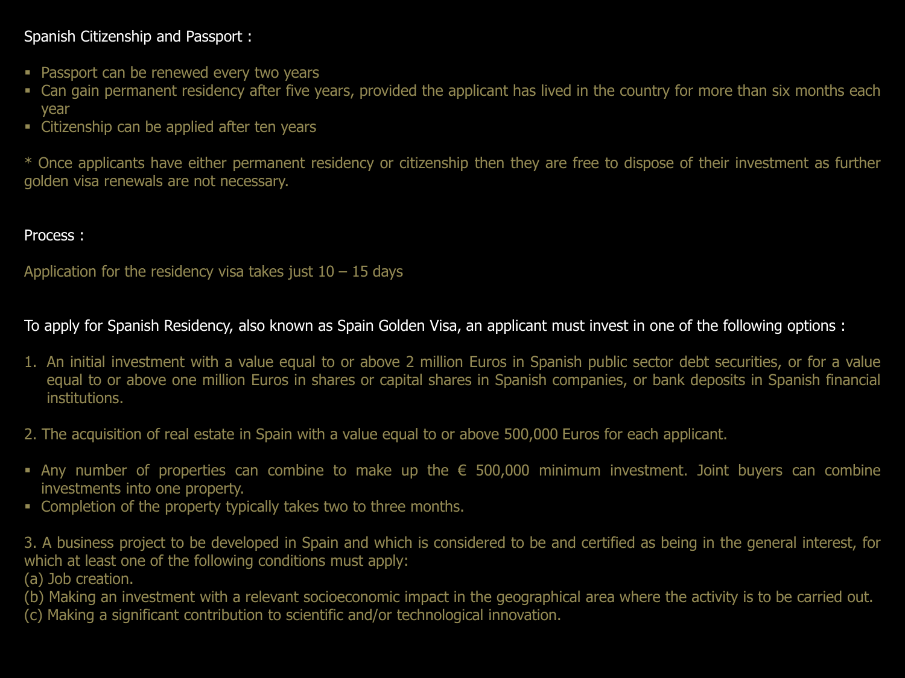Spanish Citizenship and Passport :

- Passport can be renewed every two years
- Can gain permanent residency after five years, provided the applicant has lived in the country for more than six months each year
- Citizenship can be applied after ten years

* Once applicants have either permanent residency or citizenship then they are free to dispose of their investment as further golden visa renewals are not necessary.

Process :

Application for the residency visa takes just 10 – 15 days

To apply for Spanish Residency, also known as Spain Golden Visa, an applicant must invest in one of the following options :

1. An initial investment with a value equal to or above 2 million Euros in Spanish public sector debt securities, or for a value equal to or above one million Euros in shares or capital shares in Spanish companies, or bank deposits in Spanish financial institutions.

2. The acquisition of real estate in Spain with a value equal to or above 500,000 Euros for each applicant.

- Any number of properties can combine to make up the € 500,000 minimum investment. Joint buyers can combine investments into one property.
- Completion of the property typically takes two to three months.

3. A business project to be developed in Spain and which is considered to be and certified as being in the general interest, for which at least one of the following conditions must apply:
(a) Job creation.
(b) Making an investment with a relevant socioeconomic impact in the geographical area where the activity is to be carried out.
(c) Making a significant contribution to scientific and/or technological innovation.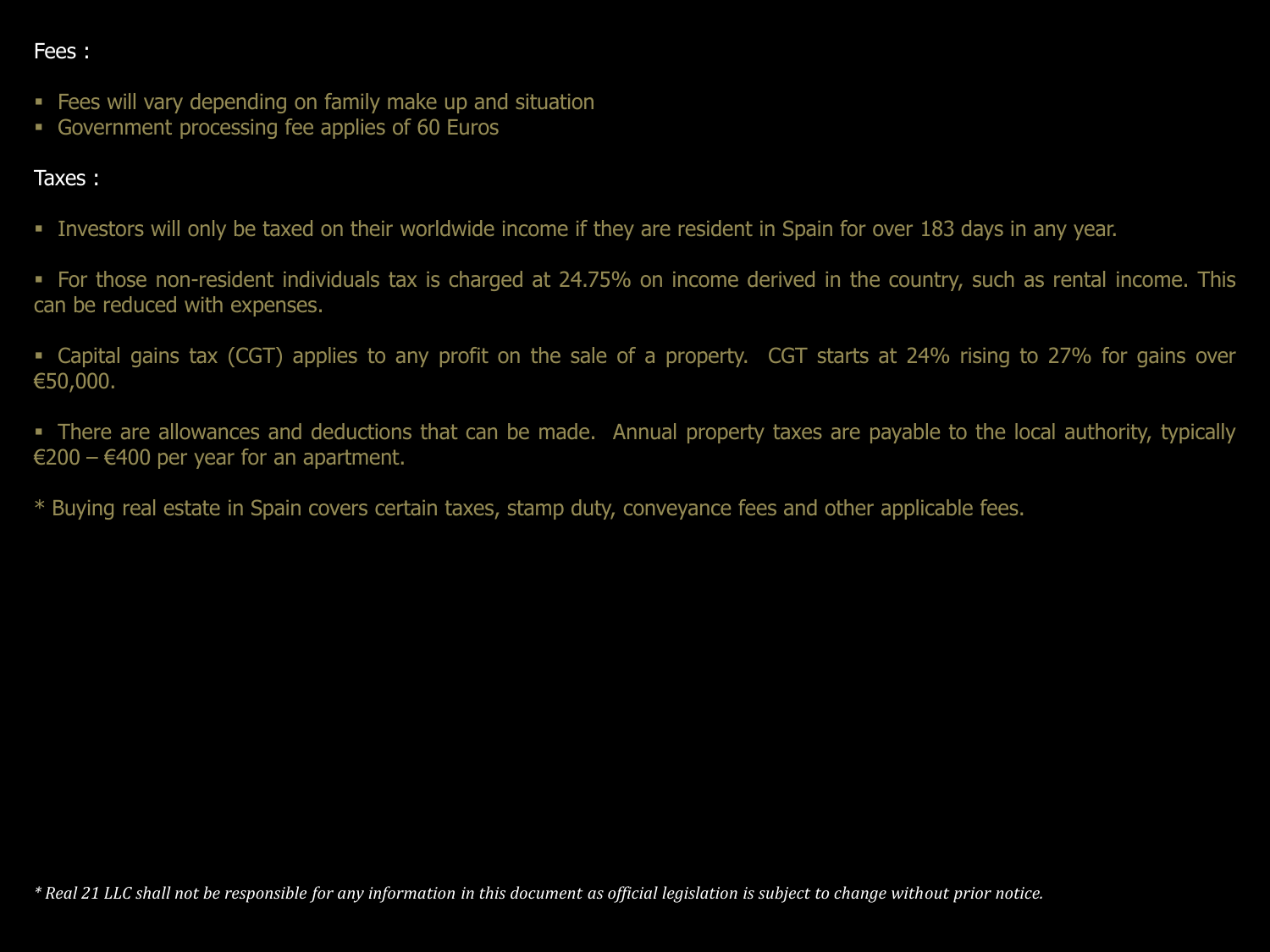Fees :

- Fees will vary depending on family make up and situation
- Government processing fee applies of 60 Euros

Taxes :

- Investors will only be taxed on their worldwide income if they are resident in Spain for over 183 days in any year.

- For those non-resident individuals tax is charged at 24.75% on income derived in the country, such as rental income. This can be reduced with expenses.

- Capital gains tax (CGT) applies to any profit on the sale of a property. CGT starts at 24% rising to 27% for gains over €50,000.

- There are allowances and deductions that can be made. Annual property taxes are payable to the local authority, typically €200 – €400 per year for an apartment.

* Buying real estate in Spain covers certain taxes, stamp duty, conveyance fees and other applicable fees.

*\* Real 21 LLC shall not be responsible for any information in this document as official legislation is subject to change without prior notice.*